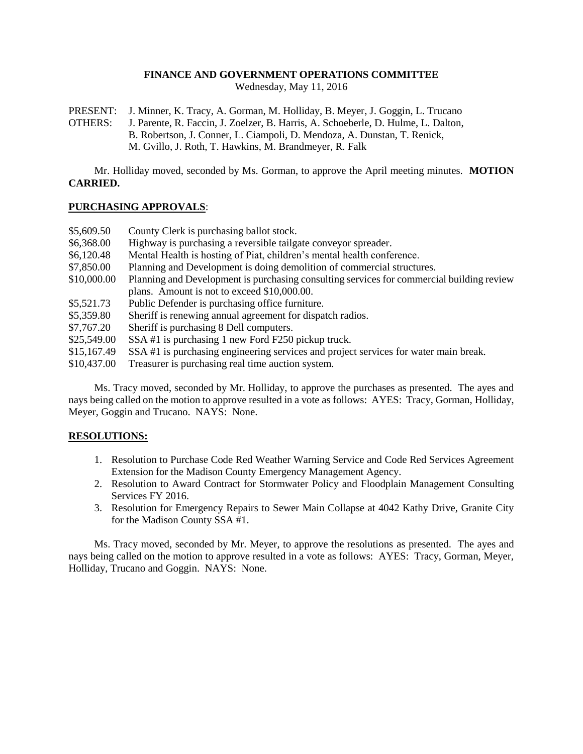# FINANCE AND GOVERNMENT OPERATIONS COMMITTEE

Wednesday, May 11, 2016

PRESENT: J. Minner, K. Tracy, A. Gorman, M. Holliday, B. Meyer, J. Goggin, L. Trucano

OTHERS: J. Parente, R. Faccin, J. Zoelzer, B. Harris, A. Schoeberle, D. Hulme, L. Dalton, B. Robertson, J. Conner, L. Ciampoli, D. Mendoza, A. Dunstan, T. Renick, M. Gvillo, J. Roth, T. Hawkins, M. Brandmeyer, R. Falk

Mr. Holliday moved, seconded by Ms. Gorman, to approve the April meeting minutes. **MOTION CARRIED.**

## PURCHASING APPROVALS:

| | |
|---|---|
| \$5,609.50 | County Clerk is purchasing ballot stock. |
| \$6,368.00 | Highway is purchasing a reversible tailgate conveyor spreader. |
| \$6,120.48 | Mental Health is hosting of Piat, children's mental health conference. |
| \$7,850.00 | Planning and Development is doing demolition of commercial structures. |
| \$10,000.00 | Planning and Development is purchasing consulting services for commercial building review plans. Amount is not to exceed \$10,000.00. |
| \$5,521.73 | Public Defender is purchasing office furniture. |
| \$5,359.80 | Sheriff is renewing annual agreement for dispatch radios. |
| \$7,767.20 | Sheriff is purchasing 8 Dell computers. |
| \$25,549.00 | SSA #1 is purchasing 1 new Ford F250 pickup truck. |
| \$15,167.49 | SSA #1 is purchasing engineering services and project services for water main break. |
| \$10,437.00 | Treasurer is purchasing real time auction system. |

Ms. Tracy moved, seconded by Mr. Holliday, to approve the purchases as presented. The ayes and nays being called on the motion to approve resulted in a vote as follows: AYES: Tracy, Gorman, Holliday, Meyer, Goggin and Trucano. NAYS: None.

## RESOLUTIONS:

1. Resolution to Purchase Code Red Weather Warning Service and Code Red Services Agreement Extension for the Madison County Emergency Management Agency.
2. Resolution to Award Contract for Stormwater Policy and Floodplain Management Consulting Services FY 2016.
3. Resolution for Emergency Repairs to Sewer Main Collapse at 4042 Kathy Drive, Granite City for the Madison County SSA #1.

Ms. Tracy moved, seconded by Mr. Meyer, to approve the resolutions as presented. The ayes and nays being called on the motion to approve resulted in a vote as follows: AYES: Tracy, Gorman, Meyer, Holliday, Trucano and Goggin. NAYS: None.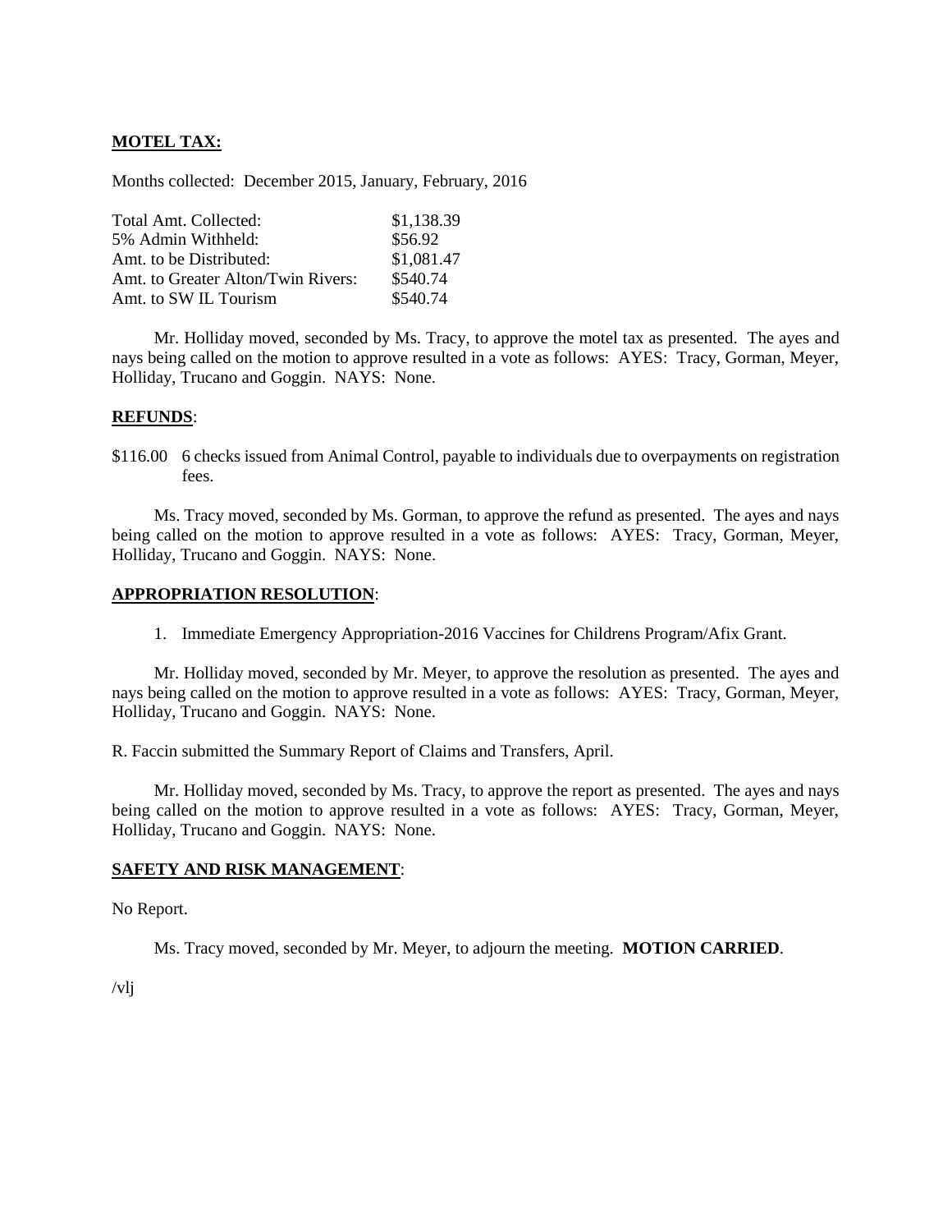**MOTEL TAX:**

Months collected: December 2015, January, February, 2016

| | |
|---|---|
| Total Amt. Collected: | $1,138.39 |
| 5% Admin Withheld: | $56.92 |
| Amt. to be Distributed: | $1,081.47 |
| Amt. to Greater Alton/Twin Rivers: | $540.74 |
| Amt. to SW IL Tourism | $540.74 |

Mr. Holliday moved, seconded by Ms. Tracy, to approve the motel tax as presented. The ayes and nays being called on the motion to approve resulted in a vote as follows: AYES: Tracy, Gorman, Meyer, Holliday, Trucano and Goggin. NAYS: None.

**REFUNDS**:

$116.00 6 checks issued from Animal Control, payable to individuals due to overpayments on registration fees.

Ms. Tracy moved, seconded by Ms. Gorman, to approve the refund as presented. The ayes and nays being called on the motion to approve resulted in a vote as follows: AYES: Tracy, Gorman, Meyer, Holliday, Trucano and Goggin. NAYS: None.

**APPROPRIATION RESOLUTION**:

1. Immediate Emergency Appropriation-2016 Vaccines for Childrens Program/Afix Grant.

Mr. Holliday moved, seconded by Mr. Meyer, to approve the resolution as presented. The ayes and nays being called on the motion to approve resulted in a vote as follows: AYES: Tracy, Gorman, Meyer, Holliday, Trucano and Goggin. NAYS: None.

R. Faccin submitted the Summary Report of Claims and Transfers, April.

Mr. Holliday moved, seconded by Ms. Tracy, to approve the report as presented. The ayes and nays being called on the motion to approve resulted in a vote as follows: AYES: Tracy, Gorman, Meyer, Holliday, Trucano and Goggin. NAYS: None.

**SAFETY AND RISK MANAGEMENT**:

No Report.

Ms. Tracy moved, seconded by Mr. Meyer, to adjourn the meeting. **MOTION CARRIED**.

/vlj